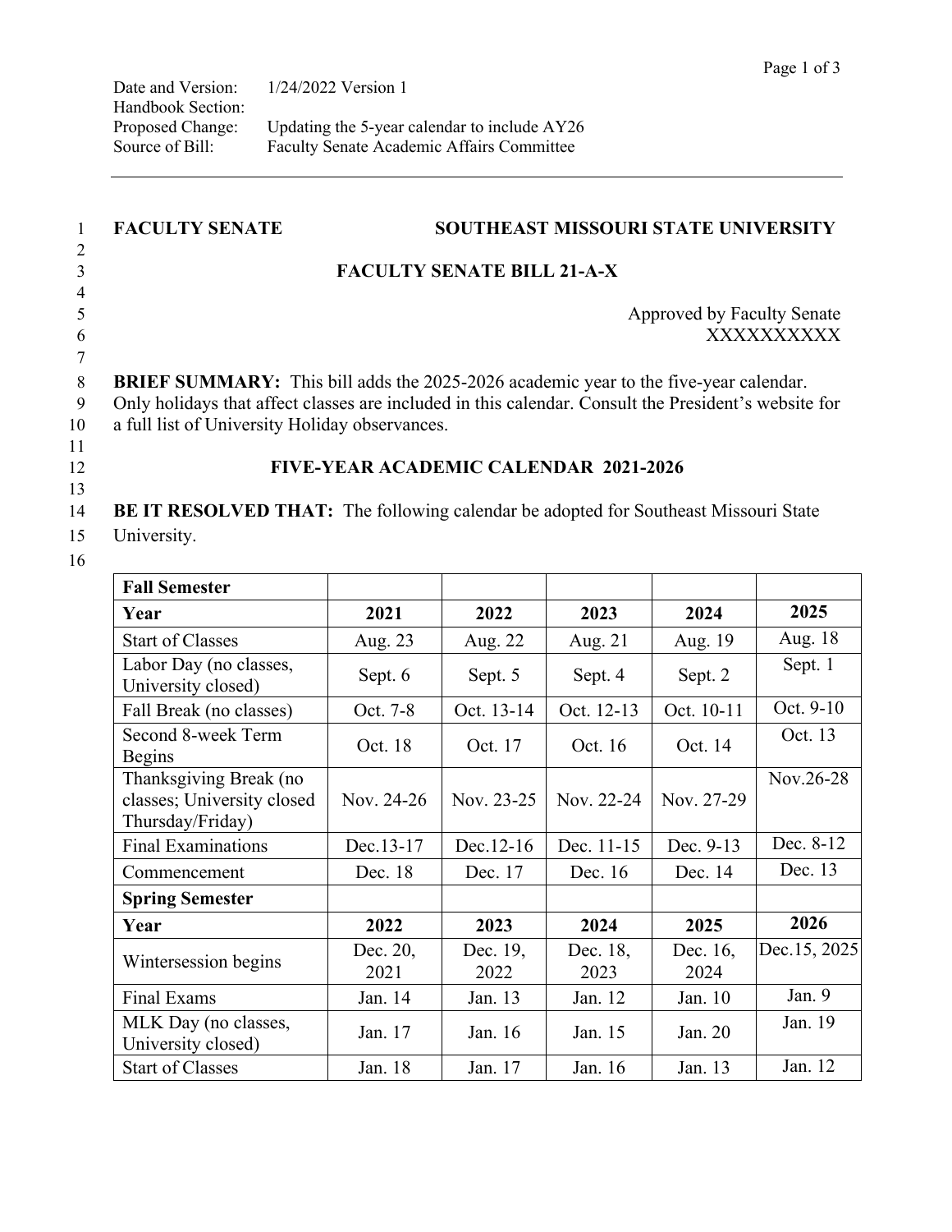Date and Version: 1/24/2022 Version 1
Handbook Section:
Proposed Change: Updating the 5-year calendar to include AY26
Source of Bill: Faculty Senate Academic Affairs Committee

---

**FACULTY SENATE** **SOUTHEAST MISSOURI STATE UNIVERSITY**

**FACULTY SENATE BILL 21-A-X**

Approved by Faculty Senate
XXXXXXXXXX

**BRIEF SUMMARY:** This bill adds the 2025-2026 academic year to the five-year calendar. Only holidays that affect classes are included in this calendar. Consult the President's website for a full list of University Holiday observances.

**FIVE-YEAR ACADEMIC CALENDAR 2021-2026**

**BE IT RESOLVED THAT:** The following calendar be adopted for Southeast Missouri State University.

| **Fall Semester** | | | | | |
|---|---|---|---|---|---|
| **Year** | **2021** | **2022** | **2023** | **2024** | **2025** |
| Start of Classes | Aug. 23 | Aug. 22 | Aug. 21 | Aug. 19 | Aug. 18 |
| Labor Day (no classes, University closed) | Sept. 6 | Sept. 5 | Sept. 4 | Sept. 2 | Sept. 1 |
| Fall Break (no classes) | Oct. 7-8 | Oct. 13-14 | Oct. 12-13 | Oct. 10-11 | Oct. 9-10 |
| Second 8-week Term Begins | Oct. 18 | Oct. 17 | Oct. 16 | Oct. 14 | Oct. 13 |
| Thanksgiving Break (no classes; University closed Thursday/Friday) | Nov. 24-26 | Nov. 23-25 | Nov. 22-24 | Nov. 27-29 | Nov.26-28 |
| Final Examinations | Dec.13-17 | Dec.12-16 | Dec. 11-15 | Dec. 9-13 | Dec. 8-12 |
| Commencement | Dec. 18 | Dec. 17 | Dec. 16 | Dec. 14 | Dec. 13 |
| **Spring Semester** | | | | | |
| **Year** | **2022** | **2023** | **2024** | **2025** | **2026** |
| Wintersession begins | Dec. 20, 2021 | Dec. 19, 2022 | Dec. 18, 2023 | Dec. 16, 2024 | Dec.15, 2025 |
| Final Exams | Jan. 14 | Jan. 13 | Jan. 12 | Jan. 10 | Jan. 9 |
| MLK Day (no classes, University closed) | Jan. 17 | Jan. 16 | Jan. 15 | Jan. 20 | Jan. 19 |
| Start of Classes | Jan. 18 | Jan. 17 | Jan. 16 | Jan. 13 | Jan. 12 |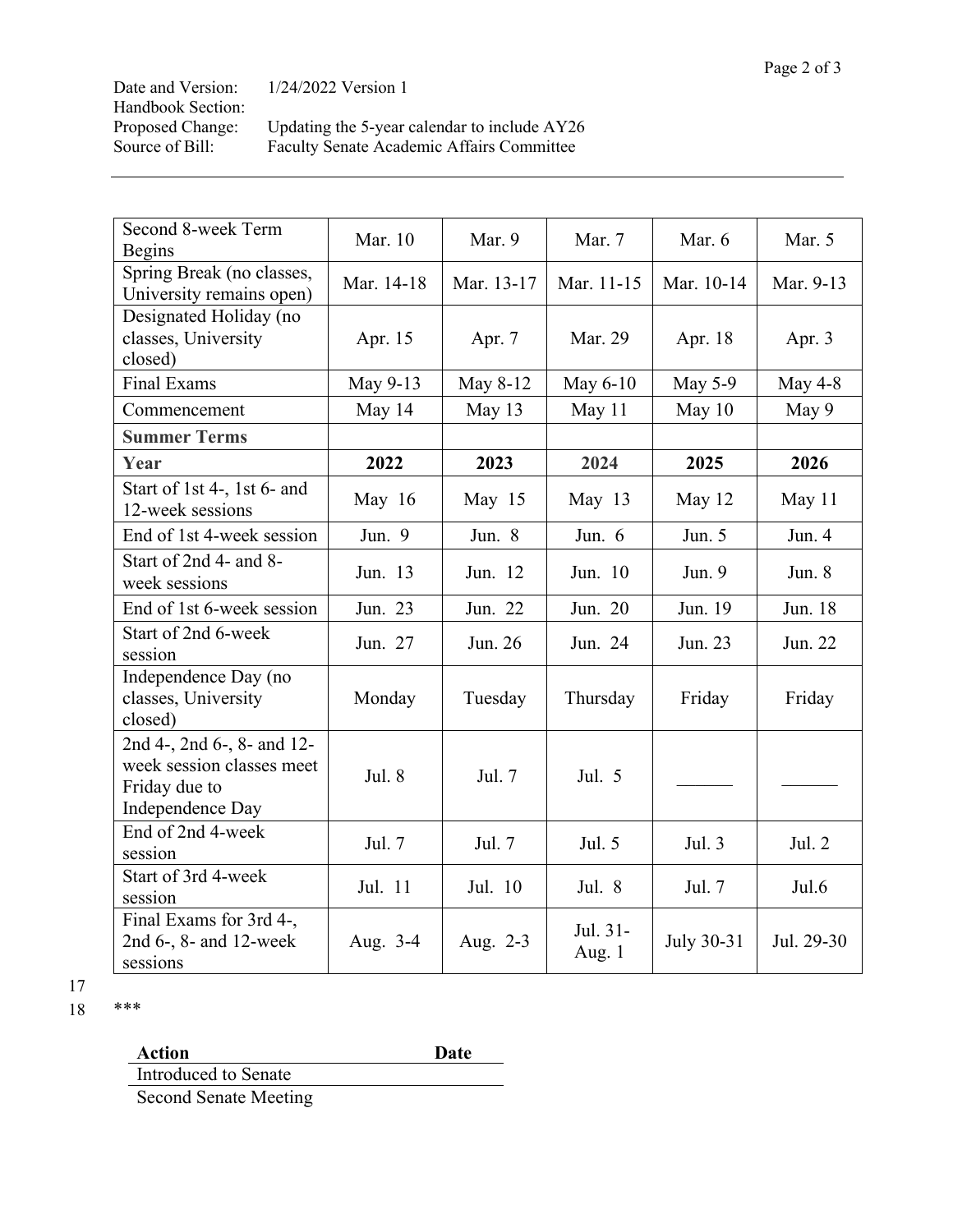| Date and Version: | 1/24/2022 Version 1 |
|---|---|
| Handbook Section: | |
| Proposed Change: | Updating the 5-year calendar to include AY26 |
| Source of Bill: | Faculty Senate Academic Affairs Committee |

| | | | | | |
|---|---|---|---|---|---|
| Second 8-week Term Begins | Mar. 10 | Mar. 9 | Mar. 7 | Mar. 6 | Mar. 5 |
| Spring Break (no classes, University remains open) | Mar. 14-18 | Mar. 13-17 | Mar. 11-15 | Mar. 10-14 | Mar. 9-13 |
| Designated Holiday (no classes, University closed) | Apr. 15 | Apr. 7 | Mar. 29 | Apr. 18 | Apr. 3 |
| Final Exams | May 9-13 | May 8-12 | May 6-10 | May 5-9 | May 4-8 |
| Commencement | May 14 | May 13 | May 11 | May 10 | May 9 |
| **Summer Terms** | | | | | |
| **Year** | **2022** | **2023** | **2024** | **2025** | **2026** |
| Start of 1st 4-, 1st 6- and 12-week sessions | May 16 | May 15 | May 13 | May 12 | May 11 |
| End of 1st 4-week session | Jun. 9 | Jun. 8 | Jun. 6 | Jun. 5 | Jun. 4 |
| Start of 2nd 4- and 8-week sessions | Jun. 13 | Jun. 12 | Jun. 10 | Jun. 9 | Jun. 8 |
| End of 1st 6-week session | Jun. 23 | Jun. 22 | Jun. 20 | Jun. 19 | Jun. 18 |
| Start of 2nd 6-week session | Jun. 27 | Jun. 26 | Jun. 24 | Jun. 23 | Jun. 22 |
| Independence Day (no classes, University closed) | Monday | Tuesday | Thursday | Friday | Friday |
| 2nd 4-, 2nd 6-, 8- and 12-week session classes meet Friday due to Independence Day | Jul. 8 | Jul. 7 | Jul. 5 | ______ | ______ |
| End of 2nd 4-week session | Jul. 7 | Jul. 7 | Jul. 5 | Jul. 3 | Jul. 2 |
| Start of 3rd 4-week session | Jul. 11 | Jul. 10 | Jul. 8 | Jul. 7 | Jul.6 |
| Final Exams for 3rd 4-, 2nd 6-, 8- and 12-week sessions | Aug. 3-4 | Aug. 2-3 | Jul. 31-Aug. 1 | July 30-31 | Jul. 29-30 |

17

18 ***

| Action | Date |
|---|---|
| Introduced to Senate | |
| Second Senate Meeting | |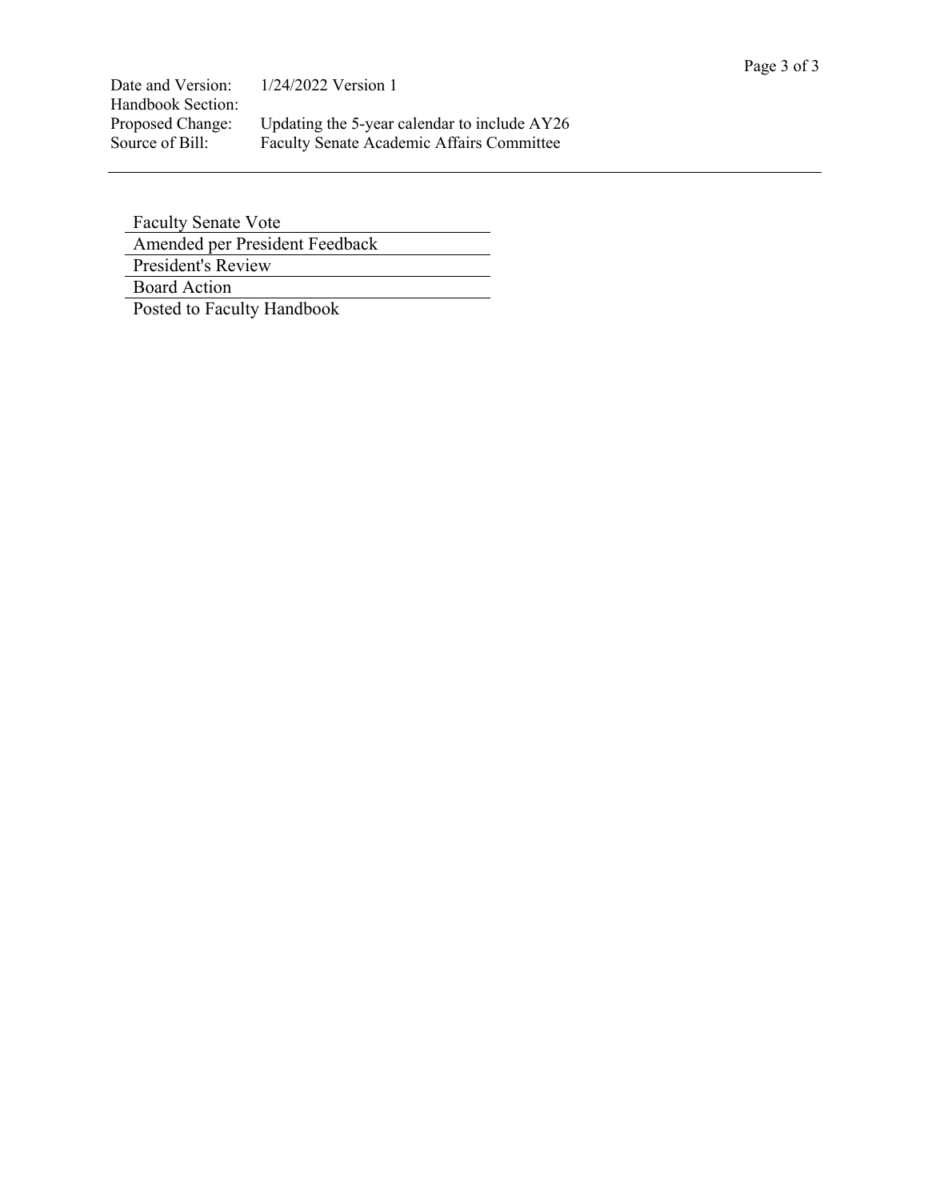| | |
|---|---|
| Date and Version: | 1/24/2022 Version 1 |
| Handbook Section: | |
| Proposed Change: | Updating the 5-year calendar to include AY26 |
| Source of Bill: | Faculty Senate Academic Affairs Committee |

---

| |
|---|
| Faculty Senate Vote |
| Amended per President Feedback |
| President's Review |
| Board Action |
| Posted to Faculty Handbook |